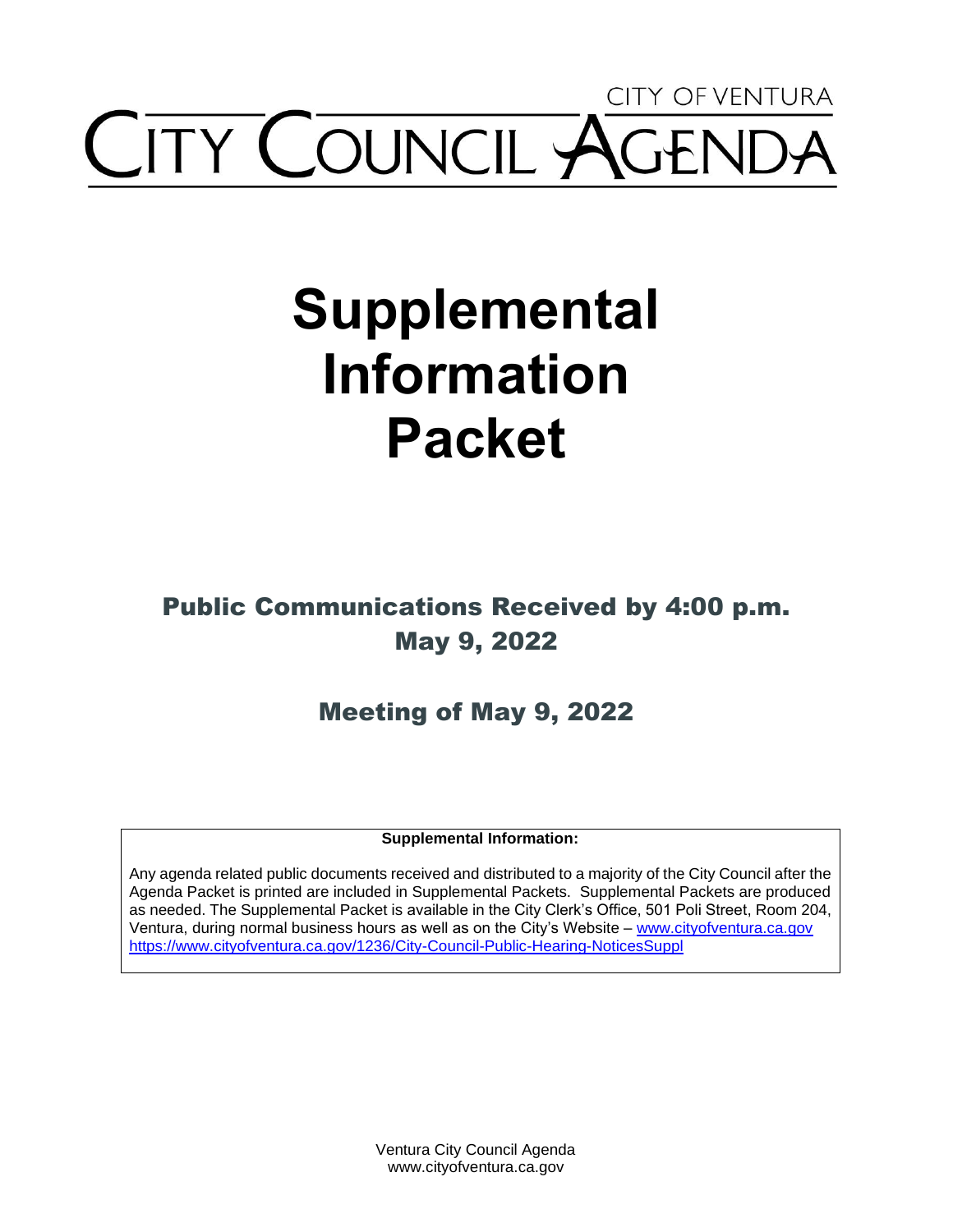CITY OF VENTURA

# CITY COUNCIL AGENDA

# Supplemental Information Packet

## Public Communications Received by 4:00 p.m. May 9, 2022

## Meeting of May 9, 2022

**Supplemental Information:**

Any agenda related public documents received and distributed to a majority of the City Council after the Agenda Packet is printed are included in Supplemental Packets. Supplemental Packets are produced as needed. The Supplemental Packet is available in the City Clerk's Office, 501 Poli Street, Room 204, Ventura, during normal business hours as well as on the City's Website – [www.cityofventura.ca.gov](http://www.cityofventura.ca.gov) [https://www.cityofventura.ca.gov/1236/City-Council-Public-Hearing-NoticesSuppl](https://www.cityofventura.ca.gov/1236/City-Council-Public-Hearing-NoticesSuppl)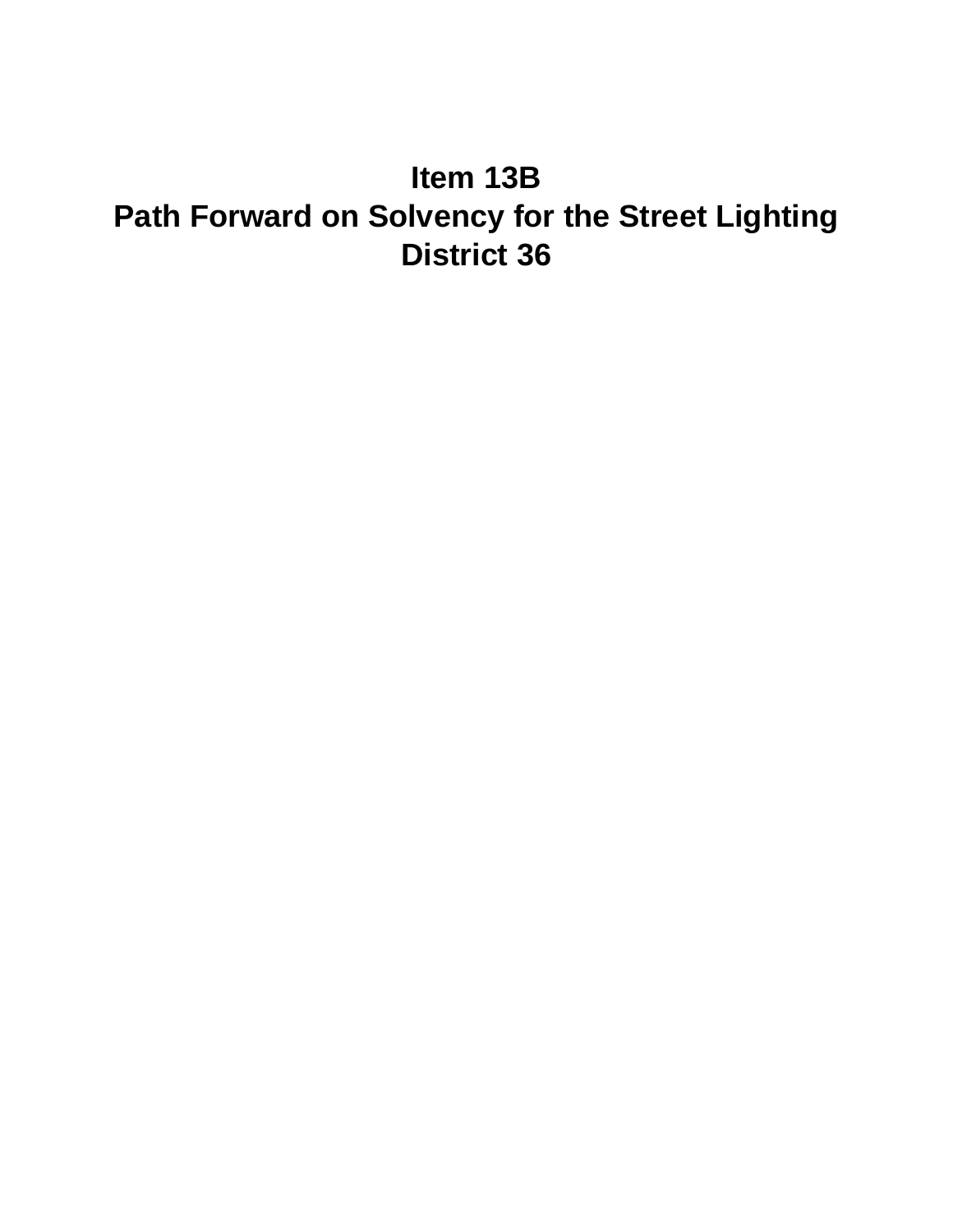# Item 13B
# Path Forward on Solvency for the Street Lighting District 36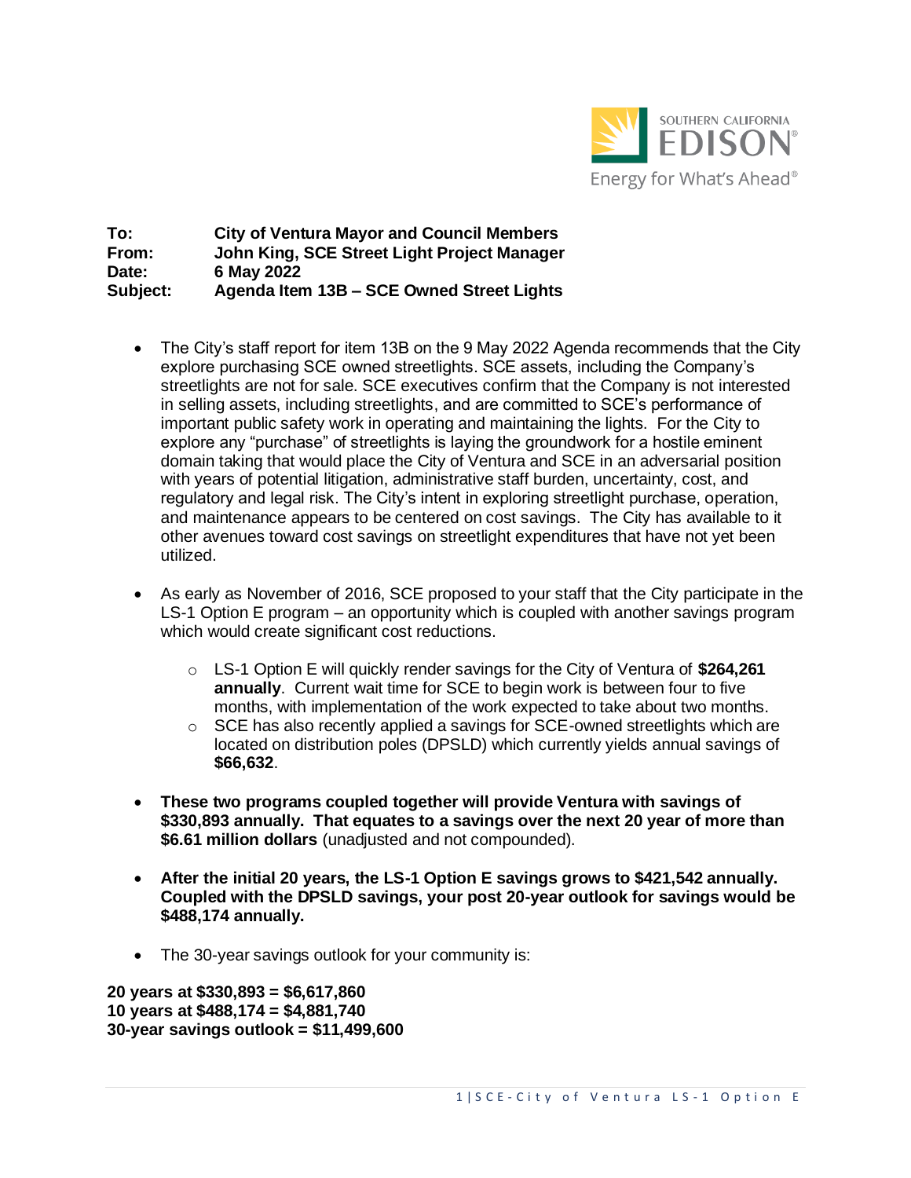**To:** **City of Ventura Mayor and Council Members**
**From:** **John King, SCE Street Light Project Manager**
**Date:** **6 May 2022**
**Subject:** **Agenda Item 13B – SCE Owned Street Lights**

- The City's staff report for item 13B on the 9 May 2022 Agenda recommends that the City explore purchasing SCE owned streetlights. SCE assets, including the Company's streetlights are not for sale. SCE executives confirm that the Company is not interested in selling assets, including streetlights, and are committed to SCE's performance of important public safety work in operating and maintaining the lights. For the City to explore any "purchase" of streetlights is laying the groundwork for a hostile eminent domain taking that would place the City of Ventura and SCE in an adversarial position with years of potential litigation, administrative staff burden, uncertainty, cost, and regulatory and legal risk. The City's intent in exploring streetlight purchase, operation, and maintenance appears to be centered on cost savings. The City has available to it other avenues toward cost savings on streetlight expenditures that have not yet been utilized.

- As early as November of 2016, SCE proposed to your staff that the City participate in the LS-1 Option E program – an opportunity which is coupled with another savings program which would create significant cost reductions.
  - LS-1 Option E will quickly render savings for the City of Ventura of **$264,261 annually**. Current wait time for SCE to begin work is between four to five months, with implementation of the work expected to take about two months.
  - SCE has also recently applied a savings for SCE-owned streetlights which are located on distribution poles (DPSLD) which currently yields annual savings of **$66,632**.

- **These two programs coupled together will provide Ventura with savings of $330,893 annually. That equates to a savings over the next 20 year of more than $6.61 million dollars** (unadjusted and not compounded).

- **After the initial 20 years, the LS-1 Option E savings grows to $421,542 annually. Coupled with the DPSLD savings, your post 20-year outlook for savings would be $488,174 annually.**

- The 30-year savings outlook for your community is:

**20 years at $330,893 = $6,617,860**
**10 years at $488,174 = $4,881,740**
**30-year savings outlook = $11,499,600**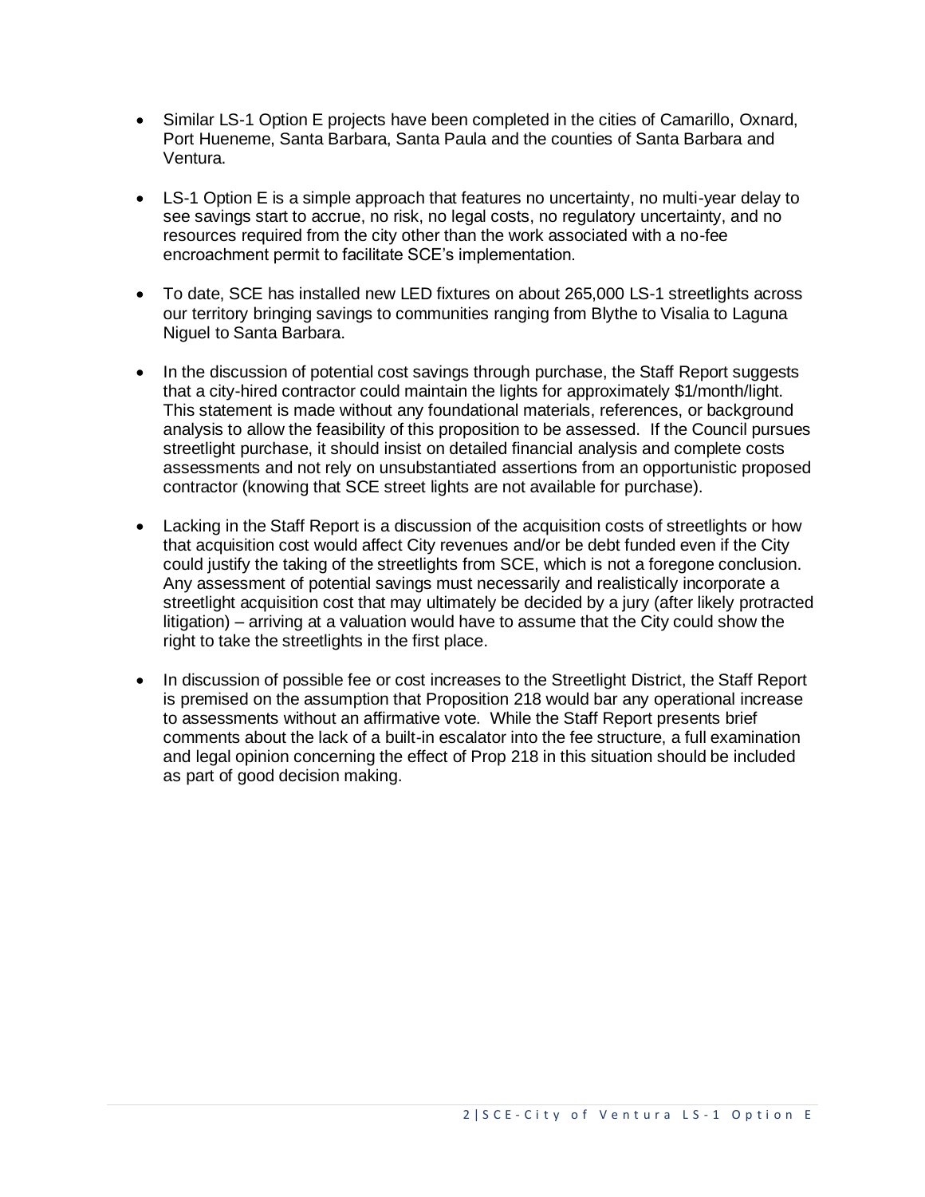- Similar LS-1 Option E projects have been completed in the cities of Camarillo, Oxnard, Port Hueneme, Santa Barbara, Santa Paula and the counties of Santa Barbara and Ventura.
- LS-1 Option E is a simple approach that features no uncertainty, no multi-year delay to see savings start to accrue, no risk, no legal costs, no regulatory uncertainty, and no resources required from the city other than the work associated with a no-fee encroachment permit to facilitate SCE's implementation.
- To date, SCE has installed new LED fixtures on about 265,000 LS-1 streetlights across our territory bringing savings to communities ranging from Blythe to Visalia to Laguna Niguel to Santa Barbara.
- In the discussion of potential cost savings through purchase, the Staff Report suggests that a city-hired contractor could maintain the lights for approximately $1/month/light. This statement is made without any foundational materials, references, or background analysis to allow the feasibility of this proposition to be assessed. If the Council pursues streetlight purchase, it should insist on detailed financial analysis and complete costs assessments and not rely on unsubstantiated assertions from an opportunistic proposed contractor (knowing that SCE street lights are not available for purchase).
- Lacking in the Staff Report is a discussion of the acquisition costs of streetlights or how that acquisition cost would affect City revenues and/or be debt funded even if the City could justify the taking of the streetlights from SCE, which is not a foregone conclusion. Any assessment of potential savings must necessarily and realistically incorporate a streetlight acquisition cost that may ultimately be decided by a jury (after likely protracted litigation) – arriving at a valuation would have to assume that the City could show the right to take the streetlights in the first place.
- In discussion of possible fee or cost increases to the Streetlight District, the Staff Report is premised on the assumption that Proposition 218 would bar any operational increase to assessments without an affirmative vote. While the Staff Report presents brief comments about the lack of a built-in escalator into the fee structure, a full examination and legal opinion concerning the effect of Prop 218 in this situation should be included as part of good decision making.